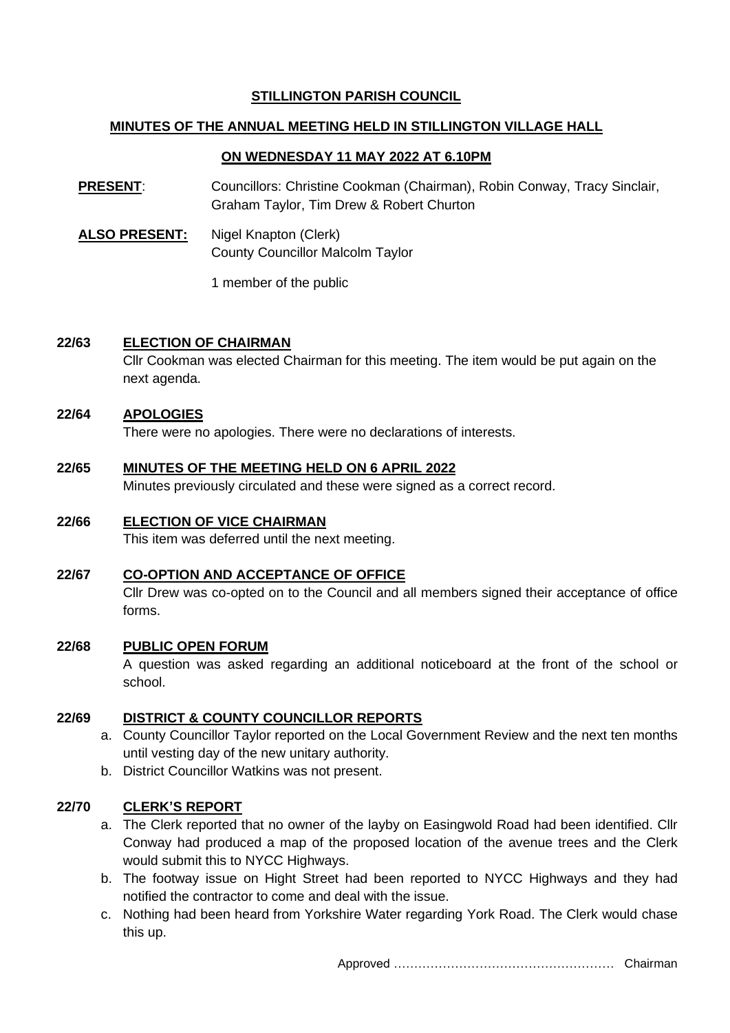**STILLINGTON PARISH COUNCIL**

**MINUTES OF THE ANNUAL MEETING HELD IN STILLINGTON VILLAGE HALL**

**ON WEDNESDAY 11 MAY 2022 AT 6.10PM**

**PRESENT**: Councillors: Christine Cookman (Chairman), Robin Conway, Tracy Sinclair, Graham Taylor, Tim Drew & Robert Churton

**ALSO PRESENT:** Nigel Knapton (Clerk)
County Councillor Malcolm Taylor

1 member of the public

**22/63 ELECTION OF CHAIRMAN**

Cllr Cookman was elected Chairman for this meeting. The item would be put again on the next agenda.

**22/64 APOLOGIES**

There were no apologies. There were no declarations of interests.

**22/65 MINUTES OF THE MEETING HELD ON 6 APRIL 2022**

Minutes previously circulated and these were signed as a correct record.

**22/66 ELECTION OF VICE CHAIRMAN**

This item was deferred until the next meeting.

**22/67 CO-OPTION AND ACCEPTANCE OF OFFICE**

Cllr Drew was co-opted on to the Council and all members signed their acceptance of office forms.

**22/68 PUBLIC OPEN FORUM**

A question was asked regarding an additional noticeboard at the front of the school or school.

**22/69 DISTRICT & COUNTY COUNCILLOR REPORTS**

a. County Councillor Taylor reported on the Local Government Review and the next ten months until vesting day of the new unitary authority.
b. District Councillor Watkins was not present.

**22/70 CLERK'S REPORT**

a. The Clerk reported that no owner of the layby on Easingwold Road had been identified. Cllr Conway had produced a map of the proposed location of the avenue trees and the Clerk would submit this to NYCC Highways.
b. The footway issue on Hight Street had been reported to NYCC Highways and they had notified the contractor to come and deal with the issue.
c. Nothing had been heard from Yorkshire Water regarding York Road. The Clerk would chase this up.

Approved ……………………………………………… Chairman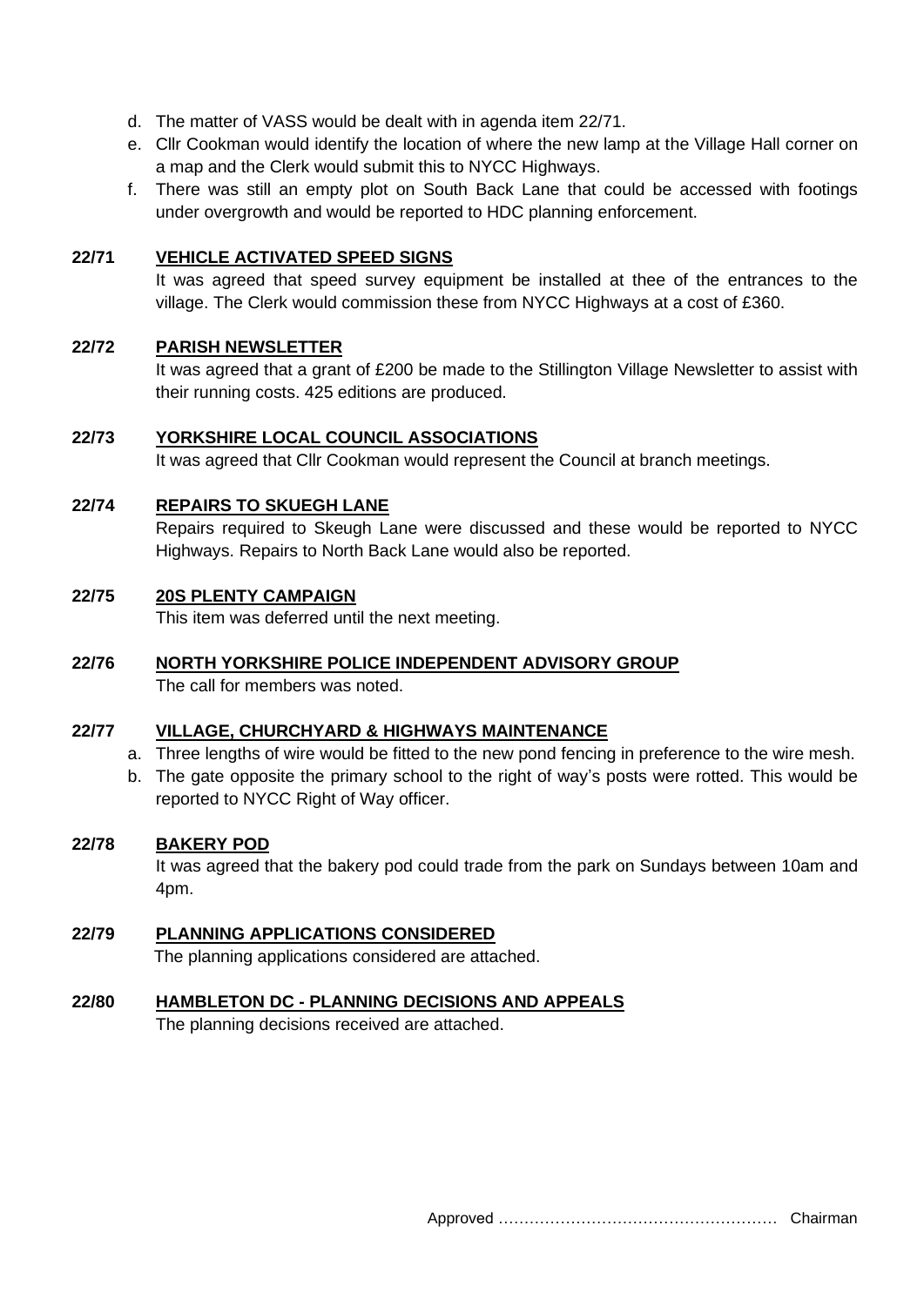d. The matter of VASS would be dealt with in agenda item 22/71.
e. Cllr Cookman would identify the location of where the new lamp at the Village Hall corner on a map and the Clerk would submit this to NYCC Highways.
f. There was still an empty plot on South Back Lane that could be accessed with footings under overgrowth and would be reported to HDC planning enforcement.

**22/71 VEHICLE ACTIVATED SPEED SIGNS**

It was agreed that speed survey equipment be installed at thee of the entrances to the village. The Clerk would commission these from NYCC Highways at a cost of £360.

**22/72 PARISH NEWSLETTER**

It was agreed that a grant of £200 be made to the Stillington Village Newsletter to assist with their running costs. 425 editions are produced.

**22/73 YORKSHIRE LOCAL COUNCIL ASSOCIATIONS**

It was agreed that Cllr Cookman would represent the Council at branch meetings.

**22/74 REPAIRS TO SKUEGH LANE**

Repairs required to Skeugh Lane were discussed and these would be reported to NYCC Highways. Repairs to North Back Lane would also be reported.

**22/75 20S PLENTY CAMPAIGN**

This item was deferred until the next meeting.

**22/76 NORTH YORKSHIRE POLICE INDEPENDENT ADVISORY GROUP**

The call for members was noted.

**22/77 VILLAGE, CHURCHYARD & HIGHWAYS MAINTENANCE**

a. Three lengths of wire would be fitted to the new pond fencing in preference to the wire mesh.
b. The gate opposite the primary school to the right of way's posts were rotted. This would be reported to NYCC Right of Way officer.

**22/78 BAKERY POD**

It was agreed that the bakery pod could trade from the park on Sundays between 10am and 4pm.

**22/79 PLANNING APPLICATIONS CONSIDERED**

The planning applications considered are attached.

**22/80 HAMBLETON DC - PLANNING DECISIONS AND APPEALS**

The planning decisions received are attached.

Approved ……………………………………………… Chairman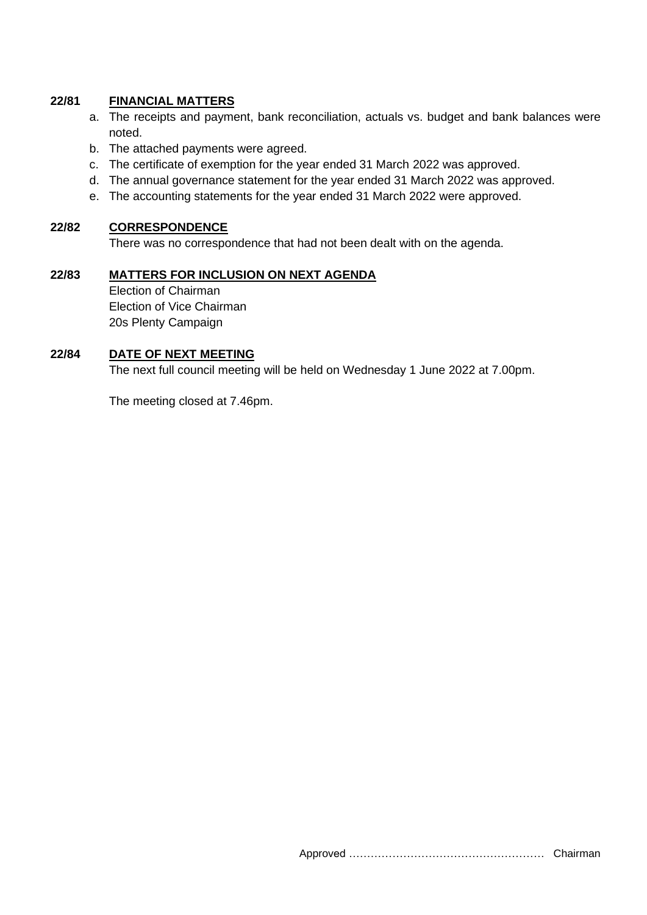**22/81 FINANCIAL MATTERS**

a. The receipts and payment, bank reconciliation, actuals vs. budget and bank balances were noted.
b. The attached payments were agreed.
c. The certificate of exemption for the year ended 31 March 2022 was approved.
d. The annual governance statement for the year ended 31 March 2022 was approved.
e. The accounting statements for the year ended 31 March 2022 were approved.

**22/82 CORRESPONDENCE**

There was no correspondence that had not been dealt with on the agenda.

**22/83 MATTERS FOR INCLUSION ON NEXT AGENDA**

Election of Chairman
Election of Vice Chairman
20s Plenty Campaign

**22/84 DATE OF NEXT MEETING**

The next full council meeting will be held on Wednesday 1 June 2022 at 7.00pm.

The meeting closed at 7.46pm.

Approved ……………………………………………… Chairman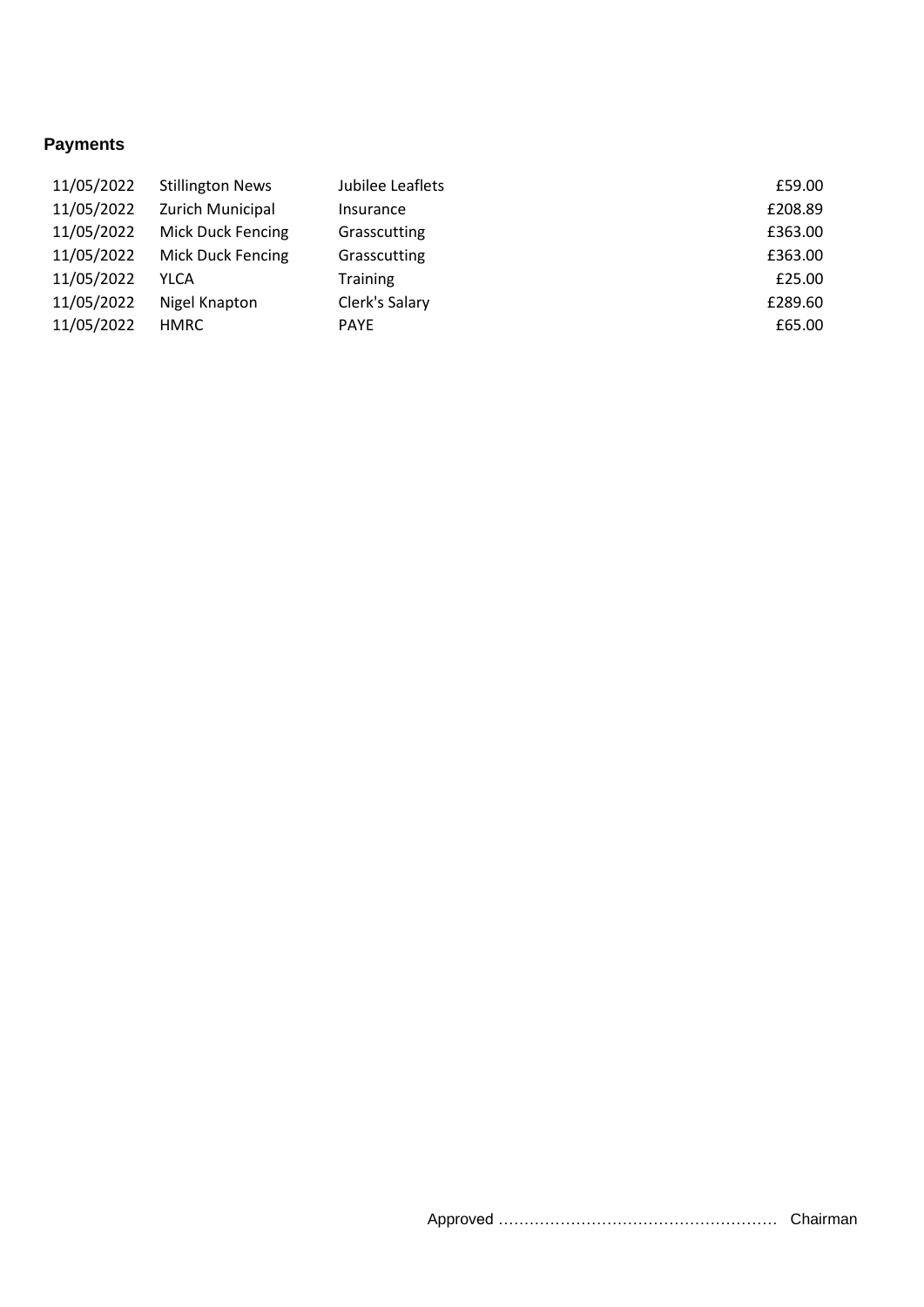**Payments**

| | | | |
|---|---|---|---|
| 11/05/2022 | Stillington News | Jubilee Leaflets | £59.00 |
| 11/05/2022 | Zurich Municipal | Insurance | £208.89 |
| 11/05/2022 | Mick Duck Fencing | Grasscutting | £363.00 |
| 11/05/2022 | Mick Duck Fencing | Grasscutting | £363.00 |
| 11/05/2022 | YLCA | Training | £25.00 |
| 11/05/2022 | Nigel Knapton | Clerk's Salary | £289.60 |
| 11/05/2022 | HMRC | PAYE | £65.00 |

Approved …………………………………………… Chairman